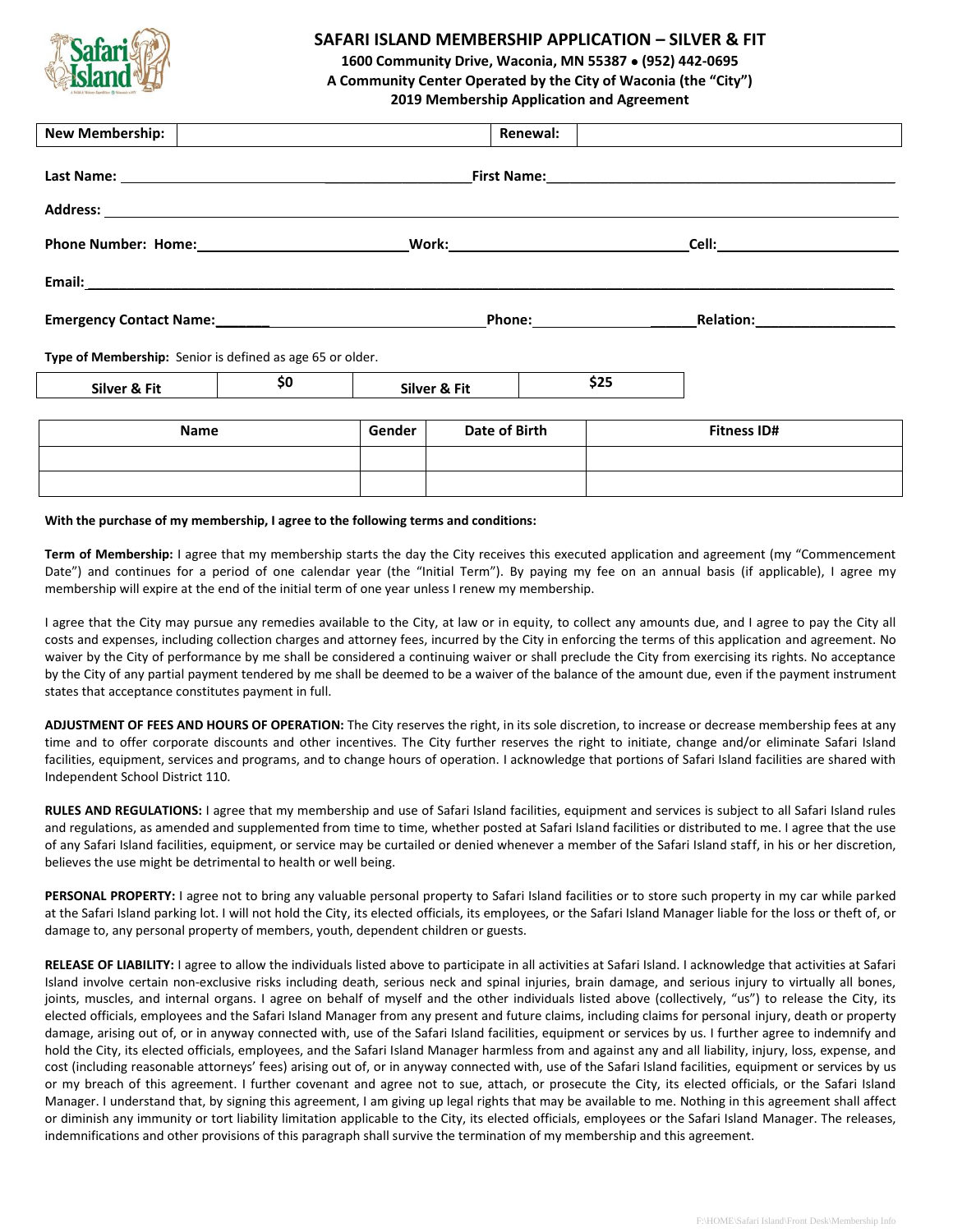# SAFARI ISLAND MEMBERSHIP APPLICATION – SILVER & FIT

**1600 Community Drive, Waconia, MN 55387 • (952) 442-0695**

**A Community Center Operated by the City of Waconia (the "City")**

**2019 Membership Application and Agreement**

| New Membership: | | Renewal: | |
|---|---|---|---|

**Last Name:** ______________________________ **First Name:** ______________________________

**Address:** ______________________________________________________________

**Phone Number: Home:** ____________________ **Work:** ____________________ **Cell:** ____________________

**Email:** ______________________________________________________________

**Emergency Contact Name:** ____________________ **Phone:** ____________________ **Relation:** ____________________

**Type of Membership:** Senior is defined as age 65 or older.

| Silver & Fit | $0 | Silver & Fit | $25 |
|---|---|---|---|

| Name | Gender | Date of Birth | Fitness ID# |
|---|---|---|---|
| | | | |
| | | | |

**With the purchase of my membership, I agree to the following terms and conditions:**

**Term of Membership:** I agree that my membership starts the day the City receives this executed application and agreement (my "Commencement Date") and continues for a period of one calendar year (the "Initial Term"). By paying my fee on an annual basis (if applicable), I agree my membership will expire at the end of the initial term of one year unless I renew my membership.

I agree that the City may pursue any remedies available to the City, at law or in equity, to collect any amounts due, and I agree to pay the City all costs and expenses, including collection charges and attorney fees, incurred by the City in enforcing the terms of this application and agreement. No waiver by the City of performance by me shall be considered a continuing waiver or shall preclude the City from exercising its rights. No acceptance by the City of any partial payment tendered by me shall be deemed to be a waiver of the balance of the amount due, even if the payment instrument states that acceptance constitutes payment in full.

**ADJUSTMENT OF FEES AND HOURS OF OPERATION:** The City reserves the right, in its sole discretion, to increase or decrease membership fees at any time and to offer corporate discounts and other incentives. The City further reserves the right to initiate, change and/or eliminate Safari Island facilities, equipment, services and programs, and to change hours of operation. I acknowledge that portions of Safari Island facilities are shared with Independent School District 110.

**RULES AND REGULATIONS:** I agree that my membership and use of Safari Island facilities, equipment and services is subject to all Safari Island rules and regulations, as amended and supplemented from time to time, whether posted at Safari Island facilities or distributed to me. I agree that the use of any Safari Island facilities, equipment, or service may be curtailed or denied whenever a member of the Safari Island staff, in his or her discretion, believes the use might be detrimental to health or well being.

**PERSONAL PROPERTY:** I agree not to bring any valuable personal property to Safari Island facilities or to store such property in my car while parked at the Safari Island parking lot. I will not hold the City, its elected officials, its employees, or the Safari Island Manager liable for the loss or theft of, or damage to, any personal property of members, youth, dependent children or guests.

**RELEASE OF LIABILITY:** I agree to allow the individuals listed above to participate in all activities at Safari Island. I acknowledge that activities at Safari Island involve certain non-exclusive risks including death, serious neck and spinal injuries, brain damage, and serious injury to virtually all bones, joints, muscles, and internal organs. I agree on behalf of myself and the other individuals listed above (collectively, "us") to release the City, its elected officials, employees and the Safari Island Manager from any present and future claims, including claims for personal injury, death or property damage, arising out of, or in anyway connected with, use of the Safari Island facilities, equipment or services by us. I further agree to indemnify and hold the City, its elected officials, employees, and the Safari Island Manager harmless from and against any and all liability, injury, loss, expense, and cost (including reasonable attorneys' fees) arising out of, or in anyway connected with, use of the Safari Island facilities, equipment or services by us or my breach of this agreement. I further covenant and agree not to sue, attach, or prosecute the City, its elected officials, or the Safari Island Manager. I understand that, by signing this agreement, I am giving up legal rights that may be available to me. Nothing in this agreement shall affect or diminish any immunity or tort liability limitation applicable to the City, its elected officials, employees or the Safari Island Manager. The releases, indemnifications and other provisions of this paragraph shall survive the termination of my membership and this agreement.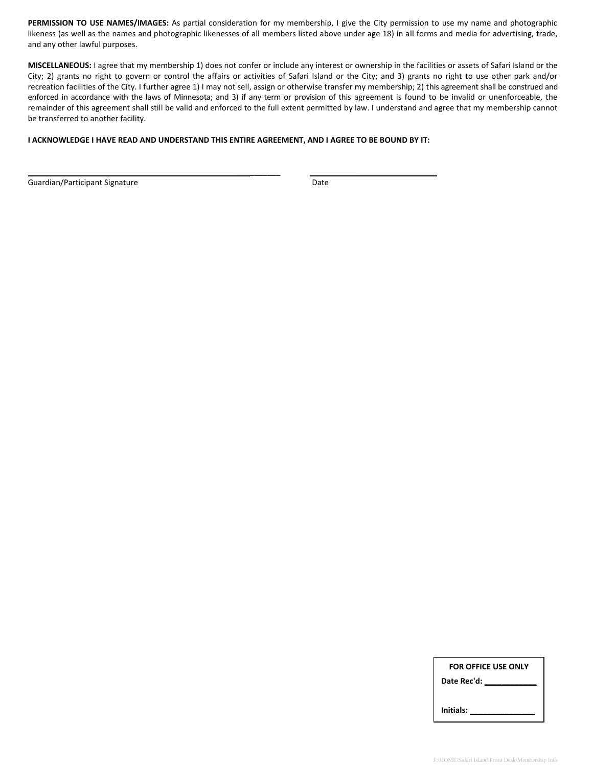**PERMISSION TO USE NAMES/IMAGES:** As partial consideration for my membership, I give the City permission to use my name and photographic likeness (as well as the names and photographic likenesses of all members listed above under age 18) in all forms and media for advertising, trade, and any other lawful purposes.

**MISCELLANEOUS:** I agree that my membership 1) does not confer or include any interest or ownership in the facilities or assets of Safari Island or the City; 2) grants no right to govern or control the affairs or activities of Safari Island or the City; and 3) grants no right to use other park and/or recreation facilities of the City. I further agree 1) I may not sell, assign or otherwise transfer my membership; 2) this agreement shall be construed and enforced in accordance with the laws of Minnesota; and 3) if any term or provision of this agreement is found to be invalid or unenforceable, the remainder of this agreement shall still be valid and enforced to the full extent permitted by law. I understand and agree that my membership cannot be transferred to another facility.

**I ACKNOWLEDGE I HAVE READ AND UNDERSTAND THIS ENTIRE AGREEMENT, AND I AGREE TO BE BOUND BY IT:**

_________________________________________________ ________________________

Guardian/Participant Signature                                        Date

**FOR OFFICE USE ONLY**

**Date Rec'd:** ___________

**Initials:** ______________

F:\HOME\Safari Island\Front Desk\Membership Info